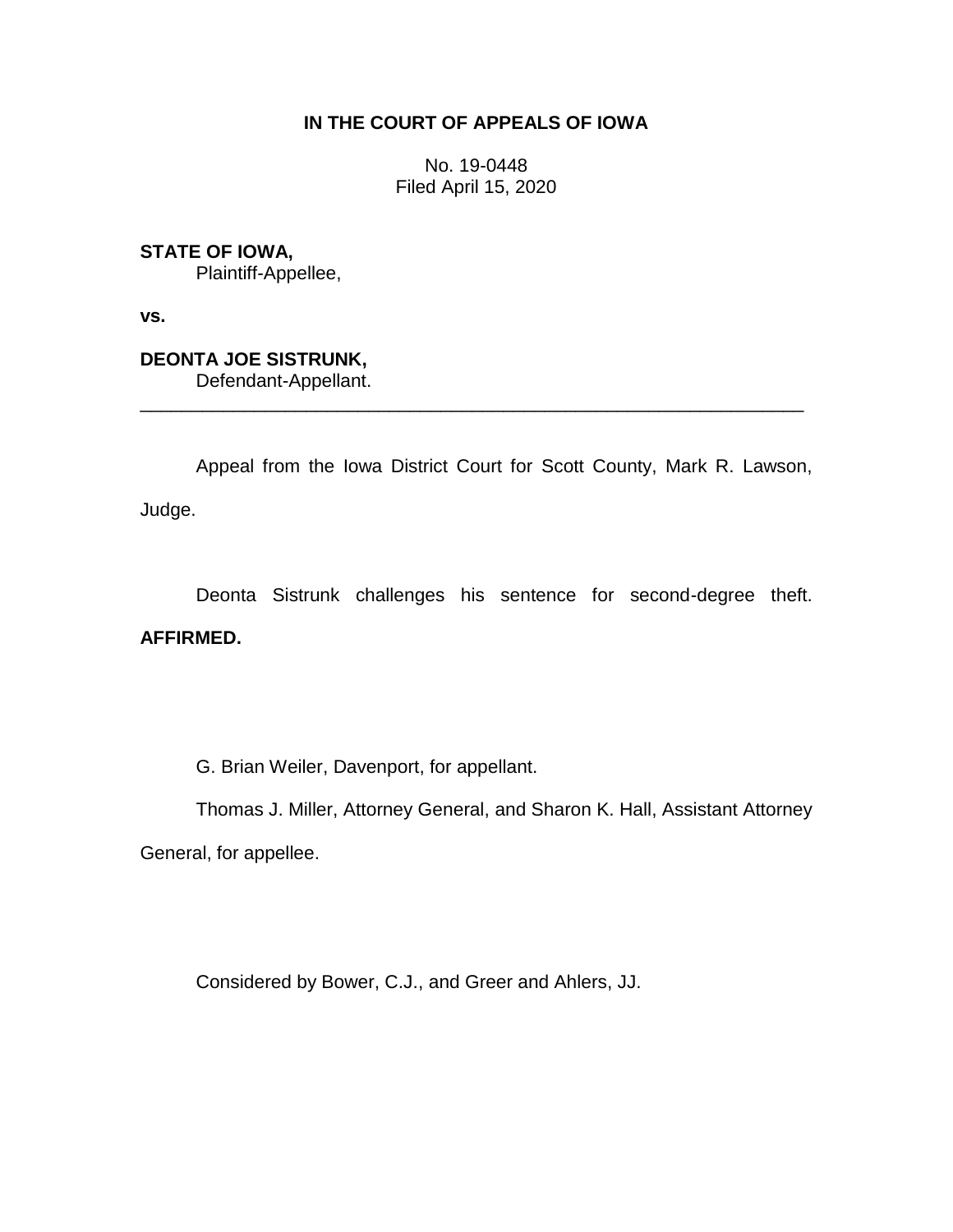**IN THE COURT OF APPEALS OF IOWA**

No. 19-0448
Filed April 15, 2020

**STATE OF IOWA,**
Plaintiff-Appellee,

**vs.**

**DEONTA JOE SISTRUNK,**
Defendant-Appellant.

---

Appeal from the Iowa District Court for Scott County, Mark R. Lawson, Judge.

Deonta Sistrunk challenges his sentence for second-degree theft. **AFFIRMED.**

G. Brian Weiler, Davenport, for appellant.

Thomas J. Miller, Attorney General, and Sharon K. Hall, Assistant Attorney General, for appellee.

Considered by Bower, C.J., and Greer and Ahlers, JJ.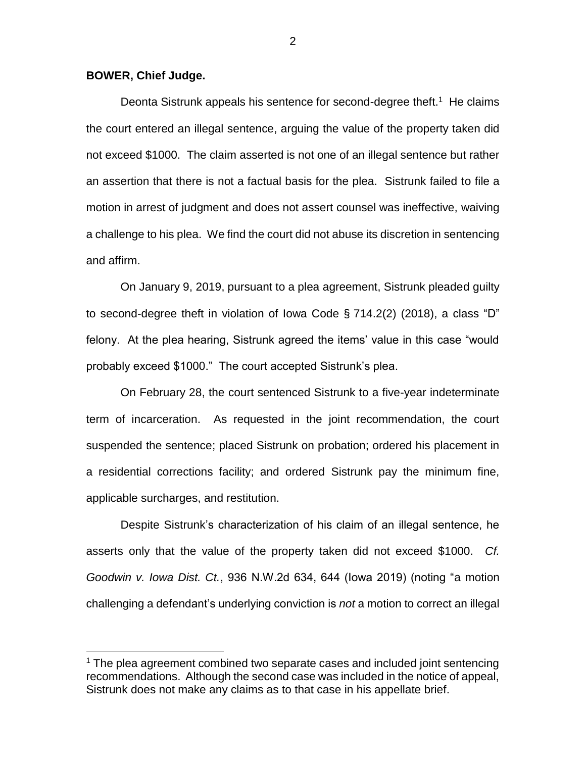**BOWER, Chief Judge.**

Deonta Sistrunk appeals his sentence for second-degree theft.[1] He claims the court entered an illegal sentence, arguing the value of the property taken did not exceed $1000. The claim asserted is not one of an illegal sentence but rather an assertion that there is not a factual basis for the plea. Sistrunk failed to file a motion in arrest of judgment and does not assert counsel was ineffective, waiving a challenge to his plea. We find the court did not abuse its discretion in sentencing and affirm.

On January 9, 2019, pursuant to a plea agreement, Sistrunk pleaded guilty to second-degree theft in violation of Iowa Code § 714.2(2) (2018), a class "D" felony. At the plea hearing, Sistrunk agreed the items' value in this case "would probably exceed $1000." The court accepted Sistrunk's plea.

On February 28, the court sentenced Sistrunk to a five-year indeterminate term of incarceration. As requested in the joint recommendation, the court suspended the sentence; placed Sistrunk on probation; ordered his placement in a residential corrections facility; and ordered Sistrunk pay the minimum fine, applicable surcharges, and restitution.

Despite Sistrunk's characterization of his claim of an illegal sentence, he asserts only that the value of the property taken did not exceed $1000. *Cf. Goodwin v. Iowa Dist. Ct.*, 936 N.W.2d 634, 644 (Iowa 2019) (noting "a motion challenging a defendant's underlying conviction is *not* a motion to correct an illegal

[1] The plea agreement combined two separate cases and included joint sentencing recommendations. Although the second case was included in the notice of appeal, Sistrunk does not make any claims as to that case in his appellate brief.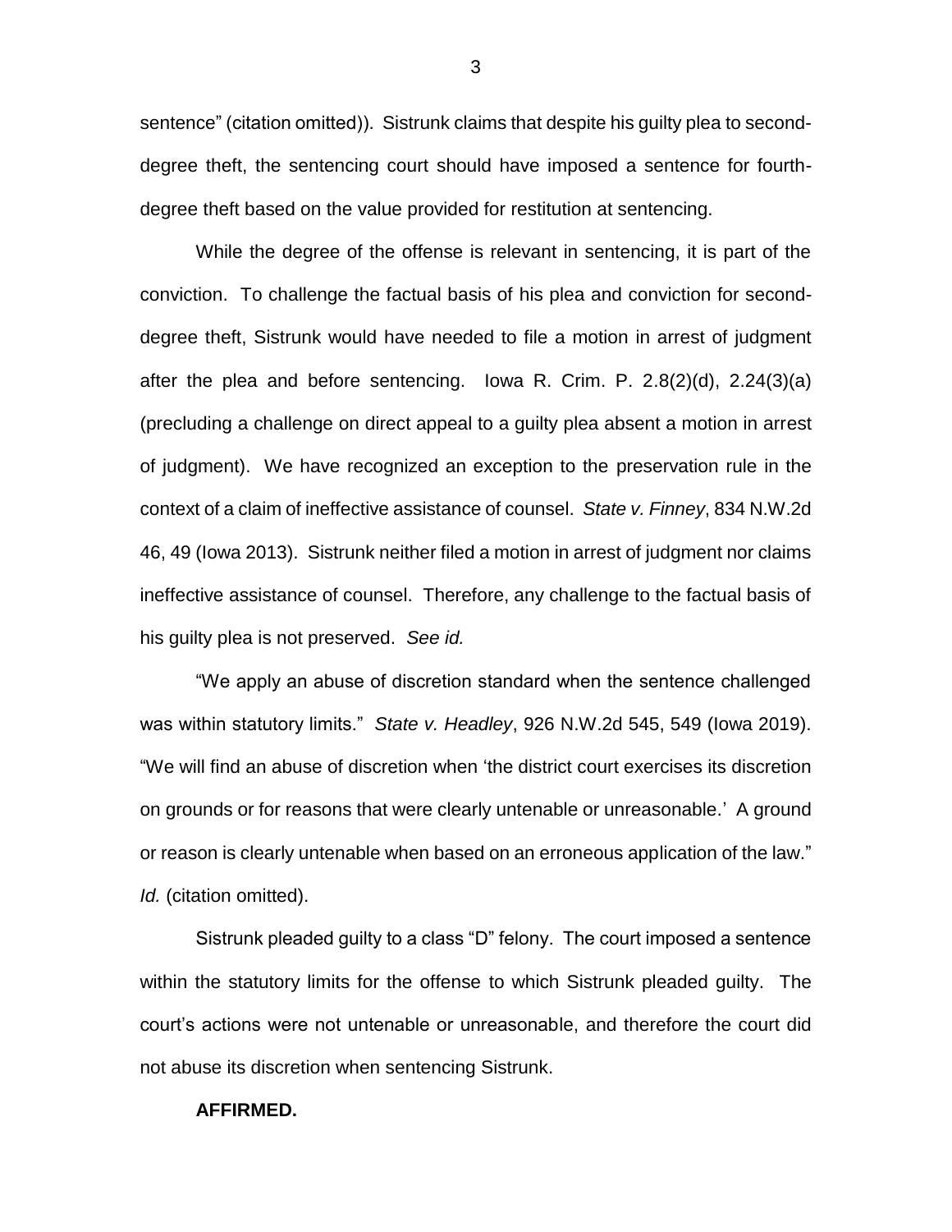sentence" (citation omitted)). Sistrunk claims that despite his guilty plea to second-degree theft, the sentencing court should have imposed a sentence for fourth-degree theft based on the value provided for restitution at sentencing.

While the degree of the offense is relevant in sentencing, it is part of the conviction. To challenge the factual basis of his plea and conviction for second-degree theft, Sistrunk would have needed to file a motion in arrest of judgment after the plea and before sentencing. Iowa R. Crim. P. 2.8(2)(d), 2.24(3)(a) (precluding a challenge on direct appeal to a guilty plea absent a motion in arrest of judgment). We have recognized an exception to the preservation rule in the context of a claim of ineffective assistance of counsel. *State v. Finney*, 834 N.W.2d 46, 49 (Iowa 2013). Sistrunk neither filed a motion in arrest of judgment nor claims ineffective assistance of counsel. Therefore, any challenge to the factual basis of his guilty plea is not preserved. *See id.*

"We apply an abuse of discretion standard when the sentence challenged was within statutory limits." *State v. Headley*, 926 N.W.2d 545, 549 (Iowa 2019). "We will find an abuse of discretion when 'the district court exercises its discretion on grounds or for reasons that were clearly untenable or unreasonable.' A ground or reason is clearly untenable when based on an erroneous application of the law." *Id.* (citation omitted).

Sistrunk pleaded guilty to a class "D" felony. The court imposed a sentence within the statutory limits for the offense to which Sistrunk pleaded guilty. The court's actions were not untenable or unreasonable, and therefore the court did not abuse its discretion when sentencing Sistrunk.

**AFFIRMED.**